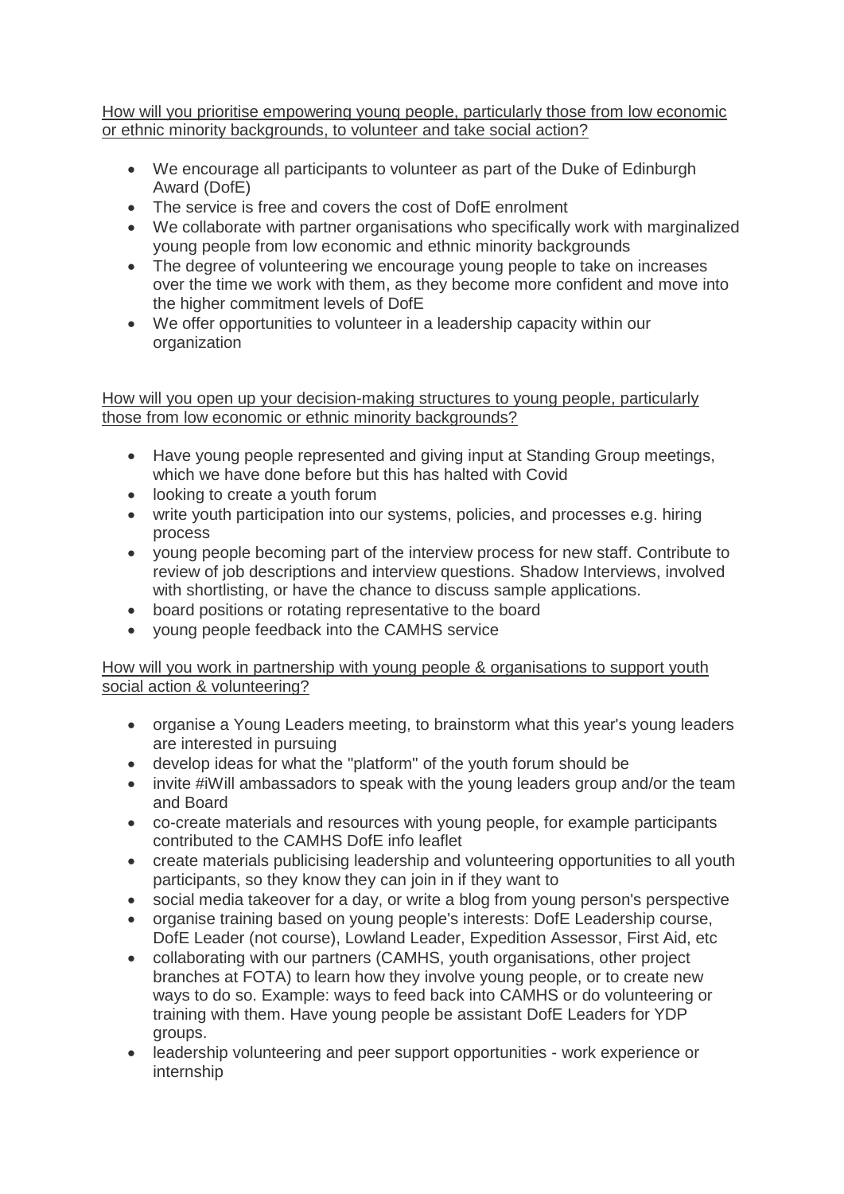<u>How will you prioritise empowering young people, particularly those from low economic or ethnic minority backgrounds, to volunteer and take social action?</u>

- We encourage all participants to volunteer as part of the Duke of Edinburgh Award (DofE)
- The service is free and covers the cost of DofE enrolment
- We collaborate with partner organisations who specifically work with marginalized young people from low economic and ethnic minority backgrounds
- The degree of volunteering we encourage young people to take on increases over the time we work with them, as they become more confident and move into the higher commitment levels of DofE
- We offer opportunities to volunteer in a leadership capacity within our organization

<u>How will you open up your decision-making structures to young people, particularly those from low economic or ethnic minority backgrounds?</u>

- Have young people represented and giving input at Standing Group meetings, which we have done before but this has halted with Covid
- looking to create a youth forum
- write youth participation into our systems, policies, and processes e.g. hiring process
- young people becoming part of the interview process for new staff. Contribute to review of job descriptions and interview questions. Shadow Interviews, involved with shortlisting, or have the chance to discuss sample applications.
- board positions or rotating representative to the board
- young people feedback into the CAMHS service

<u>How will you work in partnership with young people & organisations to support youth social action & volunteering?</u>

- organise a Young Leaders meeting, to brainstorm what this year's young leaders are interested in pursuing
- develop ideas for what the "platform" of the youth forum should be
- invite #iWill ambassadors to speak with the young leaders group and/or the team and Board
- co-create materials and resources with young people, for example participants contributed to the CAMHS DofE info leaflet
- create materials publicising leadership and volunteering opportunities to all youth participants, so they know they can join in if they want to
- social media takeover for a day, or write a blog from young person's perspective
- organise training based on young people's interests: DofE Leadership course, DofE Leader (not course), Lowland Leader, Expedition Assessor, First Aid, etc
- collaborating with our partners (CAMHS, youth organisations, other project branches at FOTA) to learn how they involve young people, or to create new ways to do so. Example: ways to feed back into CAMHS or do volunteering or training with them. Have young people be assistant DofE Leaders for YDP groups.
- leadership volunteering and peer support opportunities - work experience or internship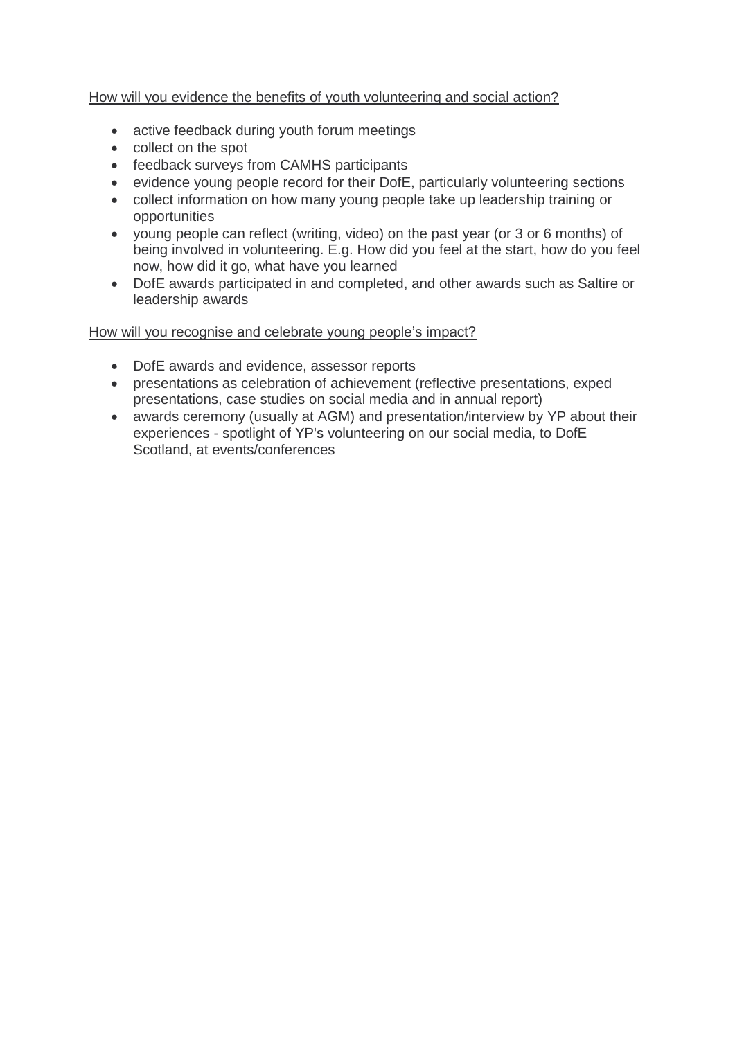<u>How will you evidence the benefits of youth volunteering and social action?</u>

- active feedback during youth forum meetings
- collect on the spot
- feedback surveys from CAMHS participants
- evidence young people record for their DofE, particularly volunteering sections
- collect information on how many young people take up leadership training or opportunities
- young people can reflect (writing, video) on the past year (or 3 or 6 months) of being involved in volunteering. E.g. How did you feel at the start, how do you feel now, how did it go, what have you learned
- DofE awards participated in and completed, and other awards such as Saltire or leadership awards

<u>How will you recognise and celebrate young people's impact?</u>

- DofE awards and evidence, assessor reports
- presentations as celebration of achievement (reflective presentations, exped presentations, case studies on social media and in annual report)
- awards ceremony (usually at AGM) and presentation/interview by YP about their experiences - spotlight of YP's volunteering on our social media, to DofE Scotland, at events/conferences